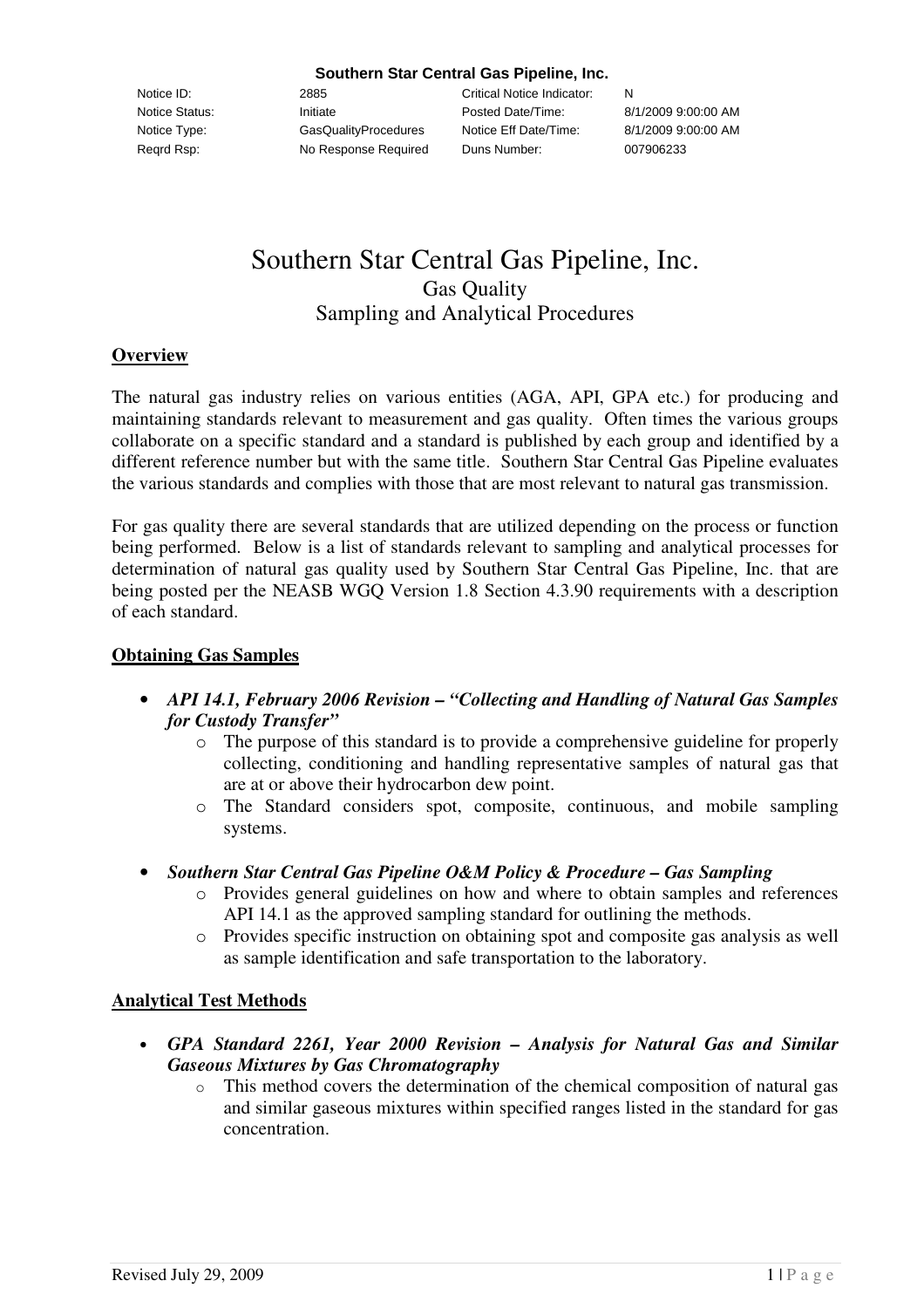**Southern Star Central Gas Pipeline, Inc.**

| | | | |
|---|---|---|---|
| Notice ID: | 2885 | Critical Notice Indicator: | N |
| Notice Status: | Initiate | Posted Date/Time: | 8/1/2009 9:00:00 AM |
| Notice Type: | GasQualityProcedures | Notice Eff Date/Time: | 8/1/2009 9:00:00 AM |
| Reqrd Rsp: | No Response Required | Duns Number: | 007906233 |

# Southern Star Central Gas Pipeline, Inc.
## Gas Quality
## Sampling and Analytical Procedures

### Overview

The natural gas industry relies on various entities (AGA, API, GPA etc.) for producing and maintaining standards relevant to measurement and gas quality. Often times the various groups collaborate on a specific standard and a standard is published by each group and identified by a different reference number but with the same title. Southern Star Central Gas Pipeline evaluates the various standards and complies with those that are most relevant to natural gas transmission.

For gas quality there are several standards that are utilized depending on the process or function being performed. Below is a list of standards relevant to sampling and analytical processes for determination of natural gas quality used by Southern Star Central Gas Pipeline, Inc. that are being posted per the NEASB WGQ Version 1.8 Section 4.3.90 requirements with a description of each standard.

### Obtaining Gas Samples

- ***API 14.1, February 2006 Revision – "Collecting and Handling of Natural Gas Samples for Custody Transfer"***
  - The purpose of this standard is to provide a comprehensive guideline for properly collecting, conditioning and handling representative samples of natural gas that are at or above their hydrocarbon dew point.
  - The Standard considers spot, composite, continuous, and mobile sampling systems.

- ***Southern Star Central Gas Pipeline O&M Policy & Procedure – Gas Sampling***
  - Provides general guidelines on how and where to obtain samples and references API 14.1 as the approved sampling standard for outlining the methods.
  - Provides specific instruction on obtaining spot and composite gas analysis as well as sample identification and safe transportation to the laboratory.

### Analytical Test Methods

- ***GPA Standard 2261, Year 2000 Revision – Analysis for Natural Gas and Similar Gaseous Mixtures by Gas Chromatography***
  - This method covers the determination of the chemical composition of natural gas and similar gaseous mixtures within specified ranges listed in the standard for gas concentration.

Revised July 29, 2009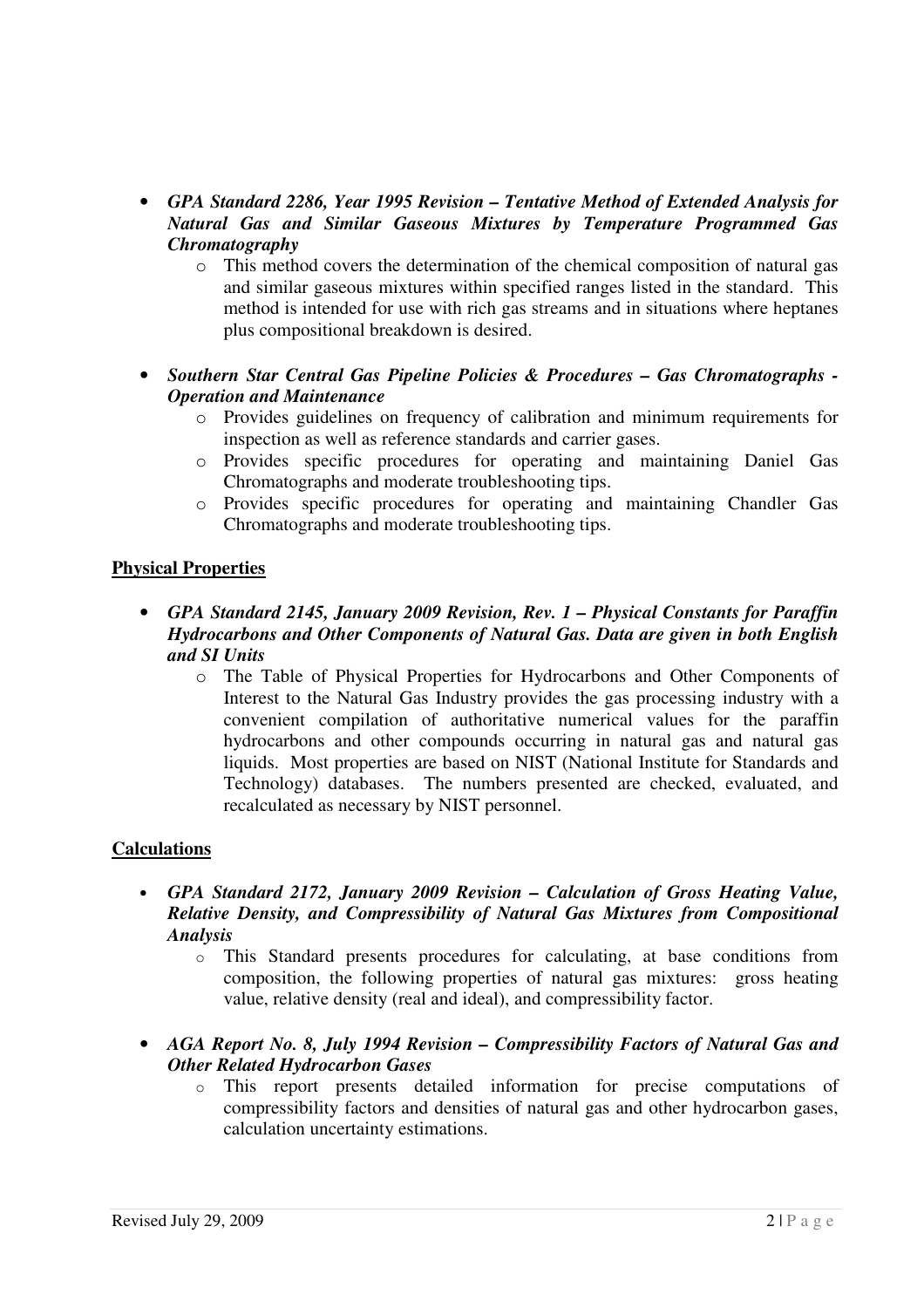- ***GPA Standard 2286, Year 1995 Revision – Tentative Method of Extended Analysis for Natural Gas and Similar Gaseous Mixtures by Temperature Programmed Gas Chromatography***
    - This method covers the determination of the chemical composition of natural gas and similar gaseous mixtures within specified ranges listed in the standard. This method is intended for use with rich gas streams and in situations where heptanes plus compositional breakdown is desired.

- ***Southern Star Central Gas Pipeline Policies & Procedures – Gas Chromatographs - Operation and Maintenance***
    - Provides guidelines on frequency of calibration and minimum requirements for inspection as well as reference standards and carrier gases.
    - Provides specific procedures for operating and maintaining Daniel Gas Chromatographs and moderate troubleshooting tips.
    - Provides specific procedures for operating and maintaining Chandler Gas Chromatographs and moderate troubleshooting tips.

**<u>Physical Properties</u>**

- ***GPA Standard 2145, January 2009 Revision, Rev. 1 – Physical Constants for Paraffin Hydrocarbons and Other Components of Natural Gas. Data are given in both English and SI Units***
    - The Table of Physical Properties for Hydrocarbons and Other Components of Interest to the Natural Gas Industry provides the gas processing industry with a convenient compilation of authoritative numerical values for the paraffin hydrocarbons and other compounds occurring in natural gas and natural gas liquids. Most properties are based on NIST (National Institute for Standards and Technology) databases. The numbers presented are checked, evaluated, and recalculated as necessary by NIST personnel.

**<u>Calculations</u>**

- ***GPA Standard 2172, January 2009 Revision – Calculation of Gross Heating Value, Relative Density, and Compressibility of Natural Gas Mixtures from Compositional Analysis***
    - This Standard presents procedures for calculating, at base conditions from composition, the following properties of natural gas mixtures: gross heating value, relative density (real and ideal), and compressibility factor.

- ***AGA Report No. 8, July 1994 Revision – Compressibility Factors of Natural Gas and Other Related Hydrocarbon Gases***
    - This report presents detailed information for precise computations of compressibility factors and densities of natural gas and other hydrocarbon gases, calculation uncertainty estimations.